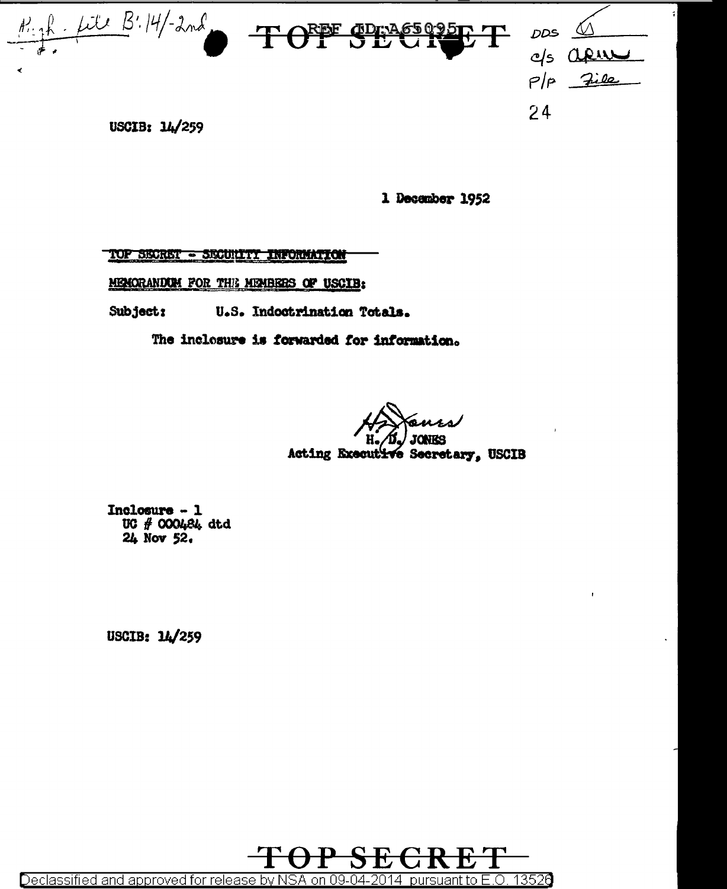High - file B:14/-2nd

TOP SECRET REF ID:A65095

DDS ✓
c/s ARW
P/P File

24

USCIB: 14/259

1 December 1952

~~TOP SECRET - SECURITY INFORMATION~~

MEMORANDUM FOR THE MEMBERS OF USCIB:

Subject: U.S. Indoctrination Totals.

The inclosure is forwarded for information.

H. D. JONES
Acting Executive Secretary, USCIB

Inclosure - 1
UC # 000484 dtd
24 Nov 52.

USCIB: 14/259

TOP SECRET

Declassified and approved for release by NSA on 09-04-2014 pursuant to E.O. 13526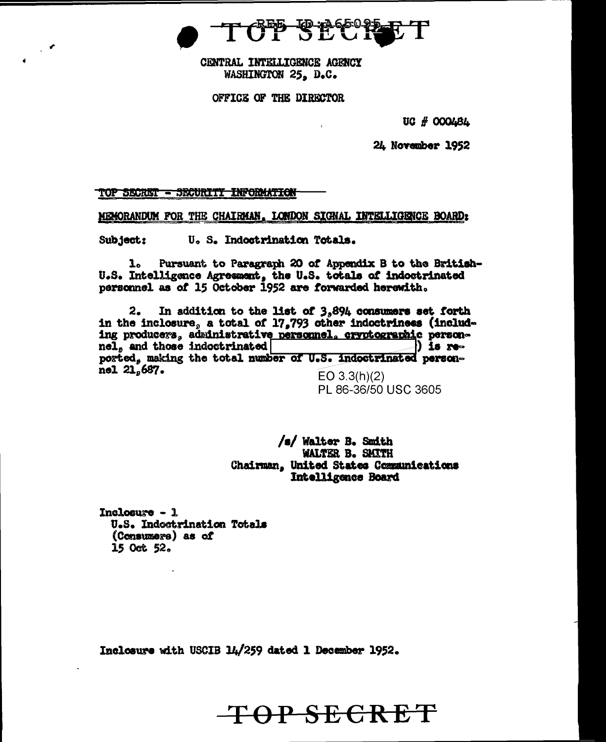REF ID:A65095

TOP SECRET

CENTRAL INTELLIGENCE AGENCY
WASHINGTON 25, D.C.

OFFICE OF THE DIRECTOR

UC # 000484

24 November 1952

TOP SECRET - SECURITY INFORMATION

MEMORANDUM FOR THE CHAIRMAN, LONDON SIGNAL INTELLIGENCE BOARD:

Subject: U. S. Indoctrination Totals.

1. Pursuant to Paragraph 20 of Appendix B to the British-U.S. Intelligence Agreement, the U.S. totals of indoctrinated personnel as of 15 October 1952 are forwarded herewith.

2. In addition to the list of 3,894 consumers set forth in the inclosure, a total of 17,793 other indoctrinees (including producers, administrative personnel, cryptographic personnel, and those indoctrinated [ ]) is reported, making the total number of U.S. indoctrinated personnel 21,687.

EO 3.3(h)(2)
PL 86-36/50 USC 3605

/s/ Walter B. Smith
WALTER B. SMITH
Chairman, United States Communications Intelligence Board

Inclosure - 1
U.S. Indoctrination Totals (Consumers) as of 15 Oct 52.

Inclosure with USCIB 14/259 dated 1 December 1952.

TOP SECRET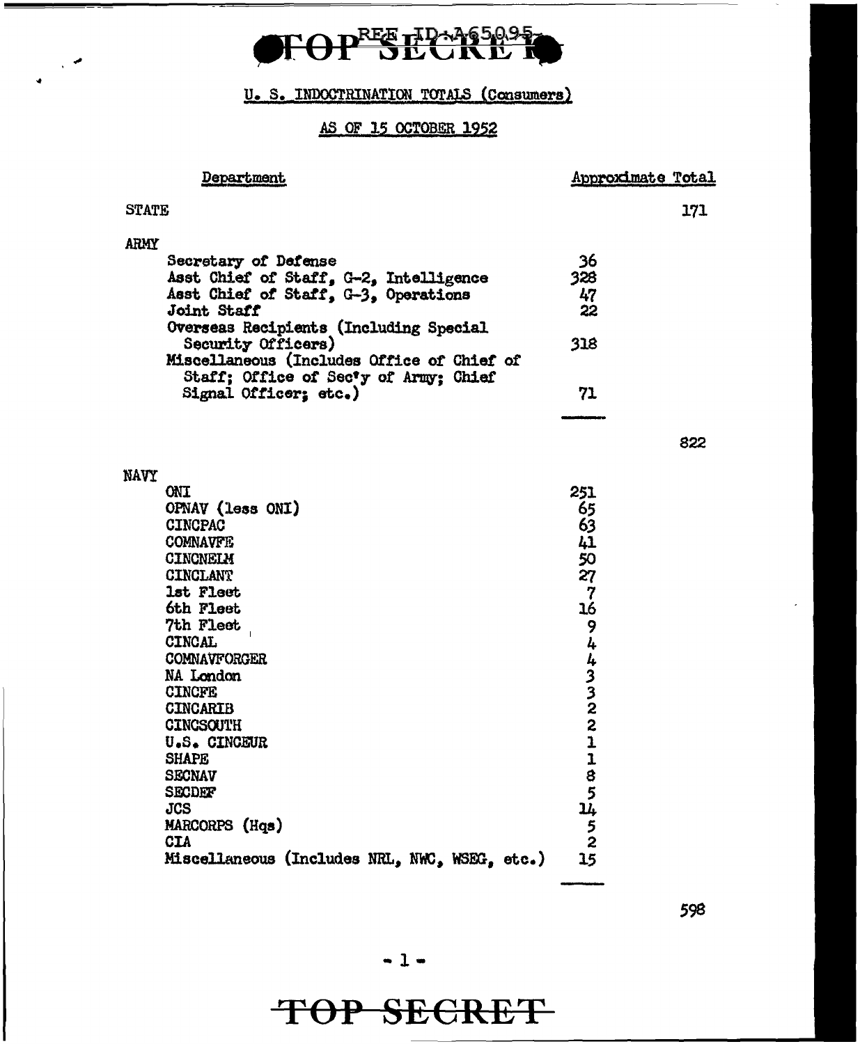TOP SECRET

REF ID:A65095

## U. S. INDOCTRINATION TOTALS (Consumers)

### AS OF 15 OCTOBER 1952

| Department | | Approximate Total |
|---|---|---|
| STATE | | 171 |
| ARMY | | |
| Secretary of Defense | 36 | |
| Asst Chief of Staff, G-2, Intelligence | 328 | |
| Asst Chief of Staff, G-3, Operations | 47 | |
| Joint Staff | 22 | |
| Overseas Recipients (Including Special Security Officers) | 318 | |
| Miscellaneous (Includes Office of Chief of Staff; Office of Sec'y of Army; Chief Signal Officer; etc.) | 71 | |
| | | 822 |
| NAVY | | |
| ONI | 251 | |
| OPNAV (less ONI) | 65 | |
| CINCPAC | 63 | |
| COMNAVFE | 41 | |
| CINCNELM | 50 | |
| CINCLANT | 27 | |
| 1st Fleet | 7 | |
| 6th Fleet | 16 | |
| 7th Fleet | 9 | |
| CINCAL | 4 | |
| COMNAVFORGER | 4 | |
| NA London | 3 | |
| CINCFE | 3 | |
| CINCARIB | 2 | |
| CINCSOUTH | 2 | |
| U.S. CINCEUR | 1 | |
| SHAPE | 1 | |
| SECNAV | 8 | |
| SECDEF | 5 | |
| JCS | 14 | |
| MARCORPS (Hqs) | 5 | |
| CIA | 2 | |
| Miscellaneous (Includes NRL, NWC, WSEG, etc.) | 15 | |
| | | 598 |

TOP SECRET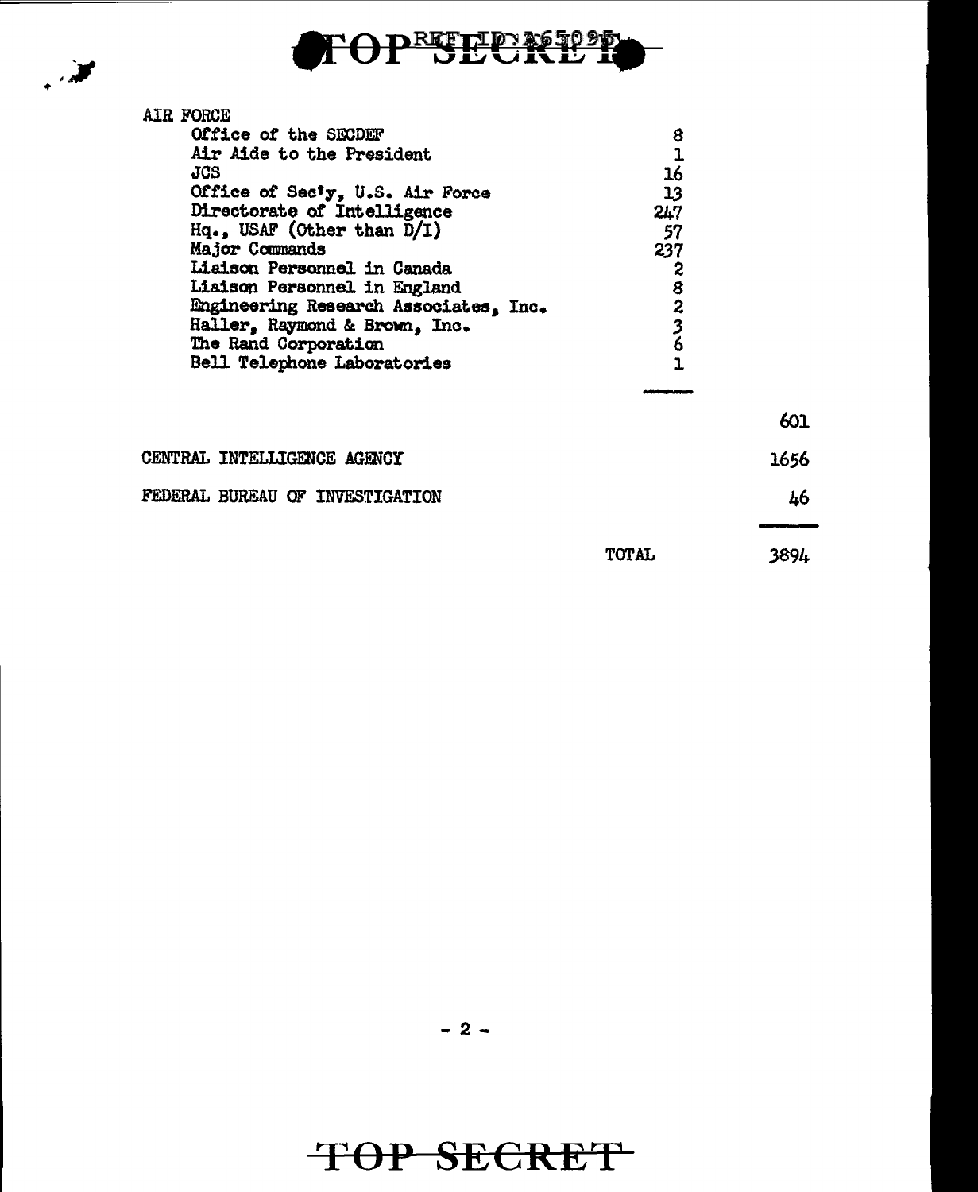TOP SECRET

REF ID:A65095

| | | |
|---|---|---|
| AIR FORCE | | |
| Office of the SECDEF | 8 | |
| Air Aide to the President | 1 | |
| JCS | 16 | |
| Office of Sec'y, U.S. Air Force | 13 | |
| Directorate of Intelligence | 247 | |
| Hq., USAF (Other than D/I) | 57 | |
| Major Commands | 237 | |
| Liaison Personnel in Canada | 2 | |
| Liaison Personnel in England | 8 | |
| Engineering Research Associates, Inc. | 2 | |
| Haller, Raymond & Brown, Inc. | 3 | |
| The Rand Corporation | 6 | |
| Bell Telephone Laboratories | 1 | |
| | | 601 |
| CENTRAL INTELLIGENCE AGENCY | | 1656 |
| FEDERAL BUREAU OF INVESTIGATION | | 46 |
| | TOTAL | 3894 |

TOP SECRET